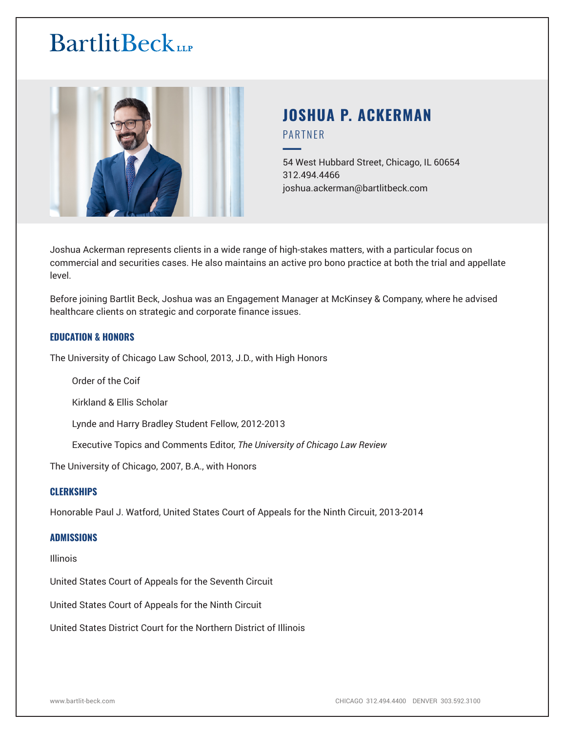BartlitBeck LLP

# JOSHUA P. ACKERMAN

PARTNER

54 West Hubbard Street, Chicago, IL 60654
312.494.4466
joshua.ackerman@bartlitbeck.com

Joshua Ackerman represents clients in a wide range of high-stakes matters, with a particular focus on commercial and securities cases. He also maintains an active pro bono practice at both the trial and appellate level.

Before joining Bartlit Beck, Joshua was an Engagement Manager at McKinsey & Company, where he advised healthcare clients on strategic and corporate finance issues.

## EDUCATION & HONORS

The University of Chicago Law School, 2013, J.D., with High Honors

- Order of the Coif
- Kirkland & Ellis Scholar
- Lynde and Harry Bradley Student Fellow, 2012-2013
- Executive Topics and Comments Editor, *The University of Chicago Law Review*

The University of Chicago, 2007, B.A., with Honors

## CLERKSHIPS

Honorable Paul J. Watford, United States Court of Appeals for the Ninth Circuit, 2013-2014

## ADMISSIONS

Illinois

United States Court of Appeals for the Seventh Circuit

United States Court of Appeals for the Ninth Circuit

United States District Court for the Northern District of Illinois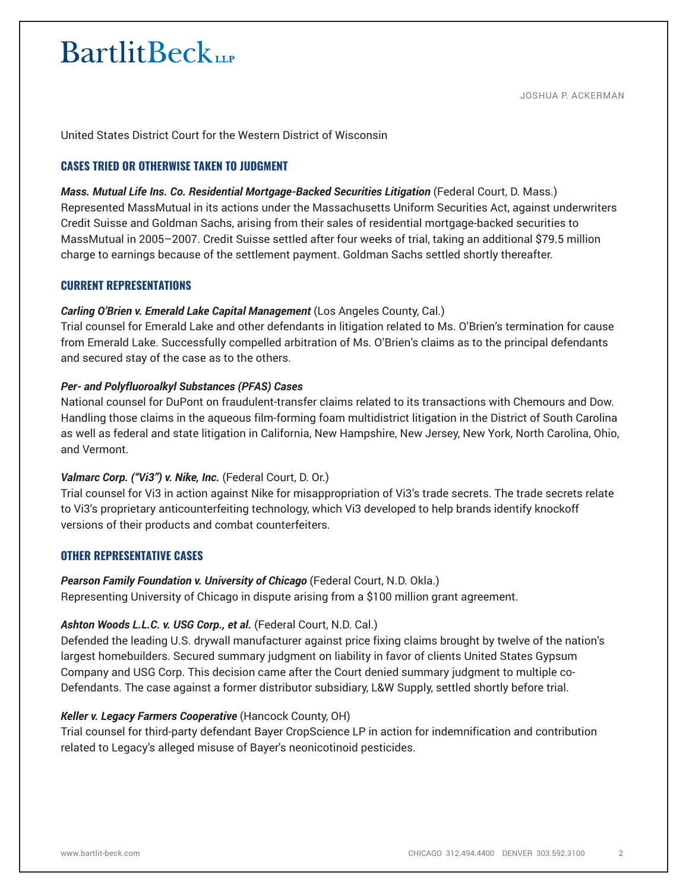United States District Court for the Western District of Wisconsin

## CASES TRIED OR OTHERWISE TAKEN TO JUDGMENT

***Mass. Mutual Life Ins. Co. Residential Mortgage-Backed Securities Litigation*** (Federal Court, D. Mass.)
Represented MassMutual in its actions under the Massachusetts Uniform Securities Act, against underwriters Credit Suisse and Goldman Sachs, arising from their sales of residential mortgage-backed securities to MassMutual in 2005–2007. Credit Suisse settled after four weeks of trial, taking an additional $79.5 million charge to earnings because of the settlement payment. Goldman Sachs settled shortly thereafter.

## CURRENT REPRESENTATIONS

***Carling O'Brien v. Emerald Lake Capital Management*** (Los Angeles County, Cal.)
Trial counsel for Emerald Lake and other defendants in litigation related to Ms. O'Brien's termination for cause from Emerald Lake. Successfully compelled arbitration of Ms. O'Brien's claims as to the principal defendants and secured stay of the case as to the others.

***Per- and Polyfluoroalkyl Substances (PFAS) Cases***
National counsel for DuPont on fraudulent-transfer claims related to its transactions with Chemours and Dow. Handling those claims in the aqueous film-forming foam multidistrict litigation in the District of South Carolina as well as federal and state litigation in California, New Hampshire, New Jersey, New York, North Carolina, Ohio, and Vermont.

***Valmarc Corp. ("Vi3") v. Nike, Inc.*** (Federal Court, D. Or.)
Trial counsel for Vi3 in action against Nike for misappropriation of Vi3's trade secrets. The trade secrets relate to Vi3's proprietary anticounterfeiting technology, which Vi3 developed to help brands identify knockoff versions of their products and combat counterfeiters.

## OTHER REPRESENTATIVE CASES

***Pearson Family Foundation v. University of Chicago*** (Federal Court, N.D. Okla.)
Representing University of Chicago in dispute arising from a $100 million grant agreement.

***Ashton Woods L.L.C. v. USG Corp., et al.*** (Federal Court, N.D. Cal.)
Defended the leading U.S. drywall manufacturer against price fixing claims brought by twelve of the nation's largest homebuilders. Secured summary judgment on liability in favor of clients United States Gypsum Company and USG Corp. This decision came after the Court denied summary judgment to multiple co-Defendants. The case against a former distributor subsidiary, L&W Supply, settled shortly before trial.

***Keller v. Legacy Farmers Cooperative*** (Hancock County, OH)
Trial counsel for third-party defendant Bayer CropScience LP in action for indemnification and contribution related to Legacy's alleged misuse of Bayer's neonicotinoid pesticides.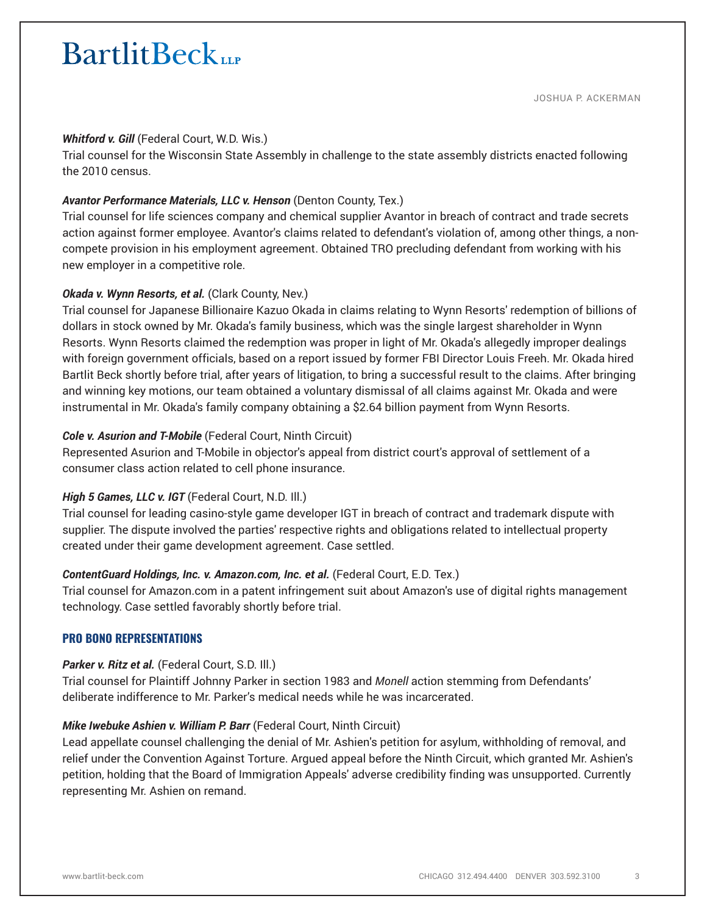***Whitford v. Gill*** (Federal Court, W.D. Wis.)
Trial counsel for the Wisconsin State Assembly in challenge to the state assembly districts enacted following the 2010 census.

***Avantor Performance Materials, LLC v. Henson*** (Denton County, Tex.)
Trial counsel for life sciences company and chemical supplier Avantor in breach of contract and trade secrets action against former employee. Avantor's claims related to defendant's violation of, among other things, a non-compete provision in his employment agreement. Obtained TRO precluding defendant from working with his new employer in a competitive role.

***Okada v. Wynn Resorts, et al.*** (Clark County, Nev.)
Trial counsel for Japanese Billionaire Kazuo Okada in claims relating to Wynn Resorts' redemption of billions of dollars in stock owned by Mr. Okada's family business, which was the single largest shareholder in Wynn Resorts. Wynn Resorts claimed the redemption was proper in light of Mr. Okada's allegedly improper dealings with foreign government officials, based on a report issued by former FBI Director Louis Freeh. Mr. Okada hired Bartlit Beck shortly before trial, after years of litigation, to bring a successful result to the claims. After bringing and winning key motions, our team obtained a voluntary dismissal of all claims against Mr. Okada and were instrumental in Mr. Okada's family company obtaining a $2.64 billion payment from Wynn Resorts.

***Cole v. Asurion and T-Mobile*** (Federal Court, Ninth Circuit)
Represented Asurion and T-Mobile in objector's appeal from district court's approval of settlement of a consumer class action related to cell phone insurance.

***High 5 Games, LLC v. IGT*** (Federal Court, N.D. Ill.)
Trial counsel for leading casino-style game developer IGT in breach of contract and trademark dispute with supplier. The dispute involved the parties' respective rights and obligations related to intellectual property created under their game development agreement. Case settled.

***ContentGuard Holdings, Inc. v. Amazon.com, Inc. et al.*** (Federal Court, E.D. Tex.)
Trial counsel for Amazon.com in a patent infringement suit about Amazon's use of digital rights management technology. Case settled favorably shortly before trial.

## PRO BONO REPRESENTATIONS

***Parker v. Ritz et al.*** (Federal Court, S.D. Ill.)
Trial counsel for Plaintiff Johnny Parker in section 1983 and *Monell* action stemming from Defendants' deliberate indifference to Mr. Parker's medical needs while he was incarcerated.

***Mike Iwebuke Ashien v. William P. Barr*** (Federal Court, Ninth Circuit)
Lead appellate counsel challenging the denial of Mr. Ashien's petition for asylum, withholding of removal, and relief under the Convention Against Torture. Argued appeal before the Ninth Circuit, which granted Mr. Ashien's petition, holding that the Board of Immigration Appeals' adverse credibility finding was unsupported. Currently representing Mr. Ashien on remand.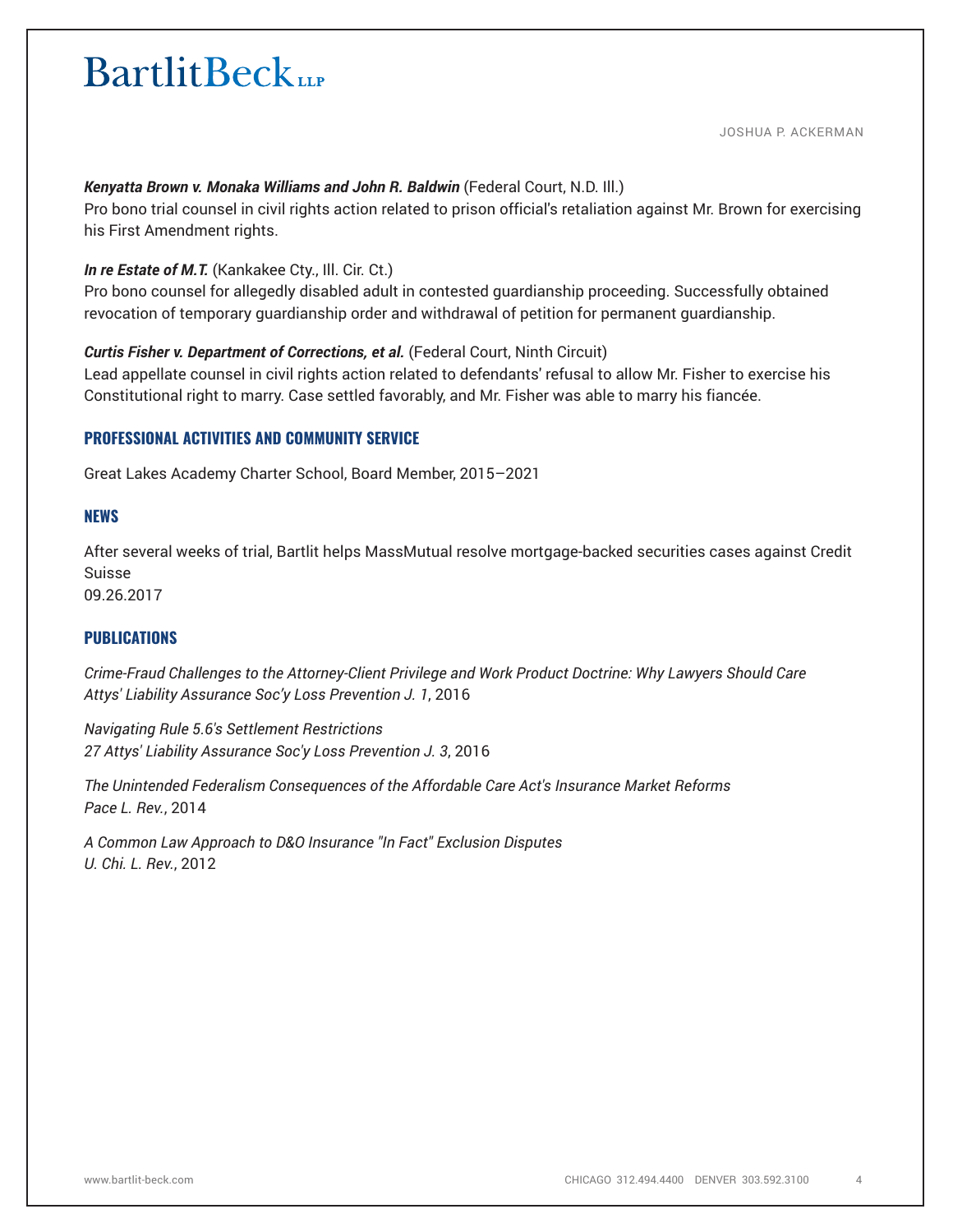***Kenyatta Brown v. Monaka Williams and John R. Baldwin*** (Federal Court, N.D. Ill.)
Pro bono trial counsel in civil rights action related to prison official's retaliation against Mr. Brown for exercising his First Amendment rights.

***In re Estate of M.T.*** (Kankakee Cty., Ill. Cir. Ct.)
Pro bono counsel for allegedly disabled adult in contested guardianship proceeding. Successfully obtained revocation of temporary guardianship order and withdrawal of petition for permanent guardianship.

***Curtis Fisher v. Department of Corrections, et al.*** (Federal Court, Ninth Circuit)
Lead appellate counsel in civil rights action related to defendants' refusal to allow Mr. Fisher to exercise his Constitutional right to marry. Case settled favorably, and Mr. Fisher was able to marry his fiancée.

## PROFESSIONAL ACTIVITIES AND COMMUNITY SERVICE

Great Lakes Academy Charter School, Board Member, 2015–2021

## NEWS

After several weeks of trial, Bartlit helps MassMutual resolve mortgage-backed securities cases against Credit Suisse
09.26.2017

## PUBLICATIONS

*Crime-Fraud Challenges to the Attorney-Client Privilege and Work Product Doctrine: Why Lawyers Should Care*
*Attys' Liability Assurance Soc'y Loss Prevention J. 1*, 2016

*Navigating Rule 5.6's Settlement Restrictions*
*27 Attys' Liability Assurance Soc'y Loss Prevention J. 3*, 2016

*The Unintended Federalism Consequences of the Affordable Care Act's Insurance Market Reforms*
*Pace L. Rev.*, 2014

*A Common Law Approach to D&O Insurance "In Fact" Exclusion Disputes*
*U. Chi. L. Rev.*, 2012